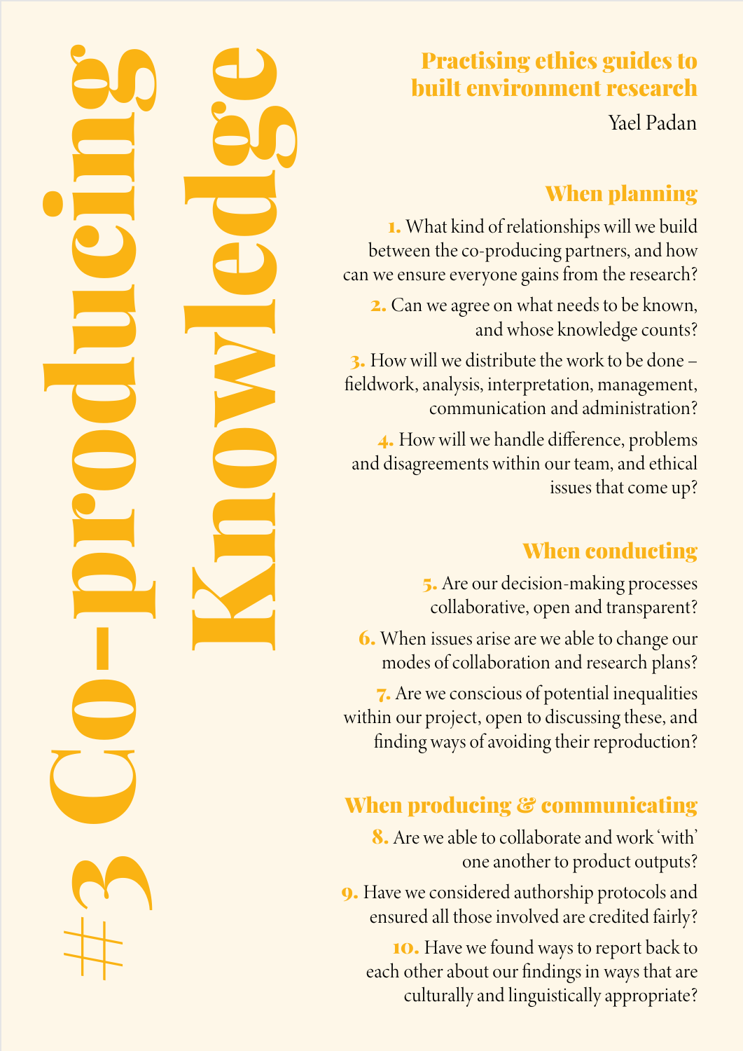# #3 Co-producing Knowledge

## Practising ethics guides to built environment research

Yael Padan

### When planning

1. What kind of relationships will we build between the co-producing partners, and how can we ensure everyone gains from the research?
2. Can we agree on what needs to be known, and whose knowledge counts?
3. How will we distribute the work to be done – fieldwork, analysis, interpretation, management, communication and administration?
4. How will we handle difference, problems and disagreements within our team, and ethical issues that come up?

### When conducting

5. Are our decision-making processes collaborative, open and transparent?
6. When issues arise are we able to change our modes of collaboration and research plans?
7. Are we conscious of potential inequalities within our project, open to discussing these, and finding ways of avoiding their reproduction?

### When producing & communicating

8. Are we able to collaborate and work 'with' one another to product outputs?
9. Have we considered authorship protocols and ensured all those involved are credited fairly?
10. Have we found ways to report back to each other about our findings in ways that are culturally and linguistically appropriate?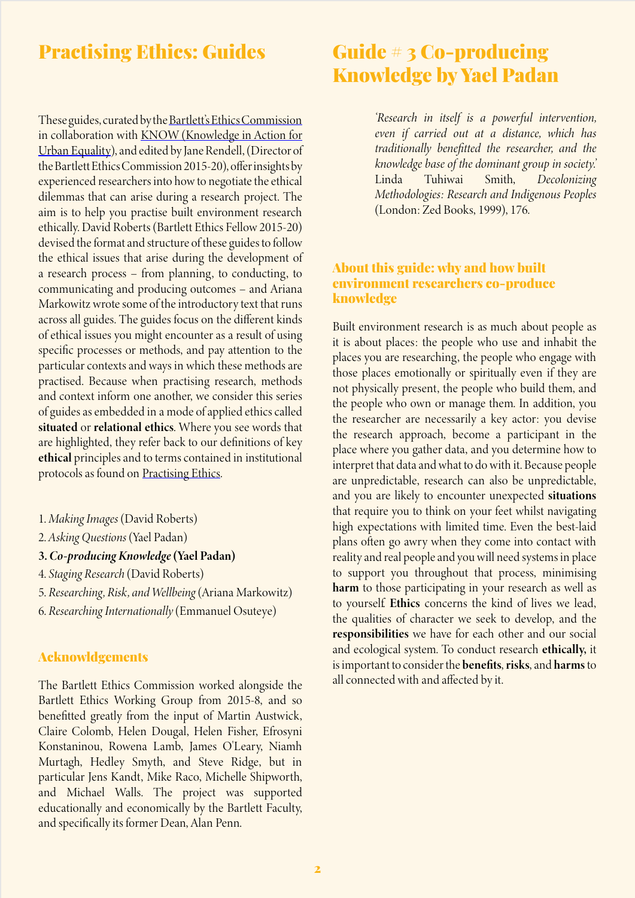# Practising Ethics: Guides

These guides, curated by the Bartlett's Ethics Commission in collaboration with KNOW (Knowledge in Action for Urban Equality), and edited by Jane Rendell, (Director of the Bartlett Ethics Commission 2015-20), offer insights by experienced researchers into how to negotiate the ethical dilemmas that can arise during a research project. The aim is to help you practise built environment research ethically. David Roberts (Bartlett Ethics Fellow 2015-20) devised the format and structure of these guides to follow the ethical issues that arise during the development of a research process – from planning, to conducting, to communicating and producing outcomes – and Ariana Markowitz wrote some of the introductory text that runs across all guides. The guides focus on the different kinds of ethical issues you might encounter as a result of using specific processes or methods, and pay attention to the particular contexts and ways in which these methods are practised. Because when practising research, methods and context inform one another, we consider this series of guides as embedded in a mode of applied ethics called **situated** or **relational ethics**. Where you see words that are highlighted, they refer back to our definitions of key **ethical** principles and to terms contained in institutional protocols as found on Practising Ethics.

1. *Making Images* (David Roberts)
2. *Asking Questions* (Yael Padan)
3. ***Co-producing Knowledge* (Yael Padan)**
4. *Staging Research* (David Roberts)
5. *Researching, Risk, and Wellbeing* (Ariana Markowitz)
6. *Researching Internationally* (Emmanuel Osuteye)

## Acknowldgements

The Bartlett Ethics Commission worked alongside the Bartlett Ethics Working Group from 2015-8, and so benefitted greatly from the input of Martin Austwick, Claire Colomb, Helen Dougal, Helen Fisher, Efrosyni Konstaninou, Rowena Lamb, James O'Leary, Niamh Murtagh, Hedley Smyth, and Steve Ridge, but in particular Jens Kandt, Mike Raco, Michelle Shipworth, and Michael Walls. The project was supported educationally and economically by the Bartlett Faculty, and specifically its former Dean, Alan Penn.

# Guide # 3 Co-producing Knowledge by Yael Padan

> *'Research in itself is a powerful intervention, even if carried out at a distance, which has traditionally benefitted the researcher, and the knowledge base of the dominant group in society.'* Linda Tuhiwai Smith, *Decolonizing Methodologies: Research and Indigenous Peoples* (London: Zed Books, 1999), 176.

## About this guide: why and how built environment researchers co-produce knowledge

Built environment research is as much about people as it is about places: the people who use and inhabit the places you are researching, the people who engage with those places emotionally or spiritually even if they are not physically present, the people who build them, and the people who own or manage them. In addition, you the researcher are necessarily a key actor: you devise the research approach, become a participant in the place where you gather data, and you determine how to interpret that data and what to do with it. Because people are unpredictable, research can also be unpredictable, and you are likely to encounter unexpected **situations** that require you to think on your feet whilst navigating high expectations with limited time. Even the best-laid plans often go awry when they come into contact with reality and real people and you will need systems in place to support you throughout that process, minimising **harm** to those participating in your research as well as to yourself. **Ethics** concerns the kind of lives we lead, the qualities of character we seek to develop, and the **responsibilities** we have for each other and our social and ecological system. To conduct research **ethically,** it is important to consider the **benefits**, **risks**, and **harms** to all connected with and affected by it.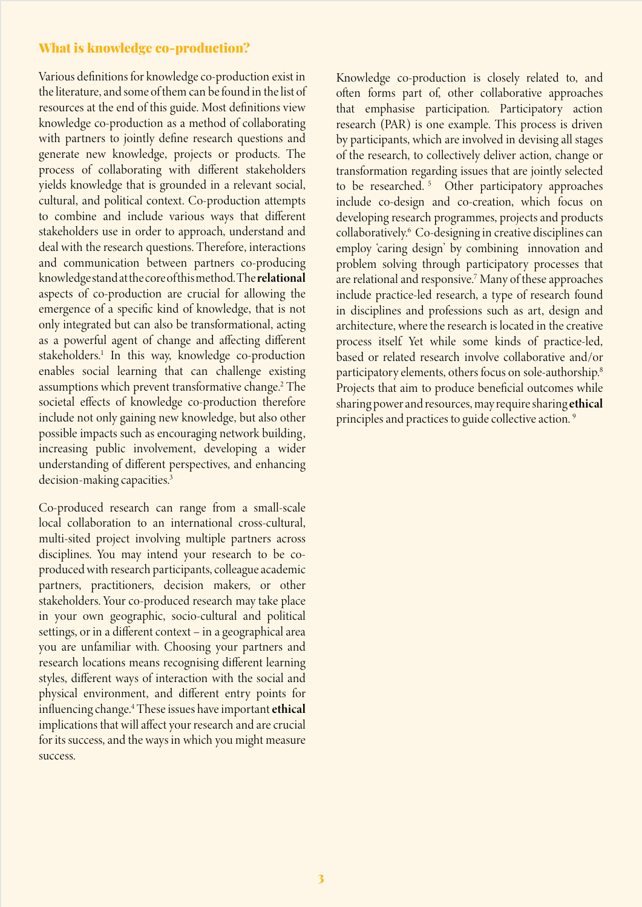## What is knowledge co-production?

Various definitions for knowledge co-production exist in the literature, and some of them can be found in the list of resources at the end of this guide. Most definitions view knowledge co-production as a method of collaborating with partners to jointly define research questions and generate new knowledge, projects or products. The process of collaborating with different stakeholders yields knowledge that is grounded in a relevant social, cultural, and political context. Co-production attempts to combine and include various ways that different stakeholders use in order to approach, understand and deal with the research questions. Therefore, interactions and communication between partners co-producing knowledge stand at the core of this method. The **relational** aspects of co-production are crucial for allowing the emergence of a specific kind of knowledge, that is not only integrated but can also be transformational, acting as a powerful agent of change and affecting different stakeholders.[1] In this way, knowledge co-production enables social learning that can challenge existing assumptions which prevent transformative change.[2] The societal effects of knowledge co-production therefore include not only gaining new knowledge, but also other possible impacts such as encouraging network building, increasing public involvement, developing a wider understanding of different perspectives, and enhancing decision-making capacities.[3]

Co-produced research can range from a small-scale local collaboration to an international cross-cultural, multi-sited project involving multiple partners across disciplines. You may intend your research to be co-produced with research participants, colleague academic partners, practitioners, decision makers, or other stakeholders. Your co-produced research may take place in your own geographic, socio-cultural and political settings, or in a different context – in a geographical area you are unfamiliar with. Choosing your partners and research locations means recognising different learning styles, different ways of interaction with the social and physical environment, and different entry points for influencing change.[4] These issues have important **ethical** implications that will affect your research and are crucial for its success, and the ways in which you might measure success.

Knowledge co-production is closely related to, and often forms part of, other collaborative approaches that emphasise participation. Participatory action research (PAR) is one example. This process is driven by participants, which are involved in devising all stages of the research, to collectively deliver action, change or transformation regarding issues that are jointly selected to be researched.[5] Other participatory approaches include co-design and co-creation, which focus on developing research programmes, projects and products collaboratively.[6] Co-designing in creative disciplines can employ 'caring design' by combining innovation and problem solving through participatory processes that are relational and responsive.[7] Many of these approaches include practice-led research, a type of research found in disciplines and professions such as art, design and architecture, where the research is located in the creative process itself. Yet while some kinds of practice-led, based or related research involve collaborative and/or participatory elements, others focus on sole-authorship.[8] Projects that aim to produce beneficial outcomes while sharing power and resources, may require sharing **ethical** principles and practices to guide collective action.[9]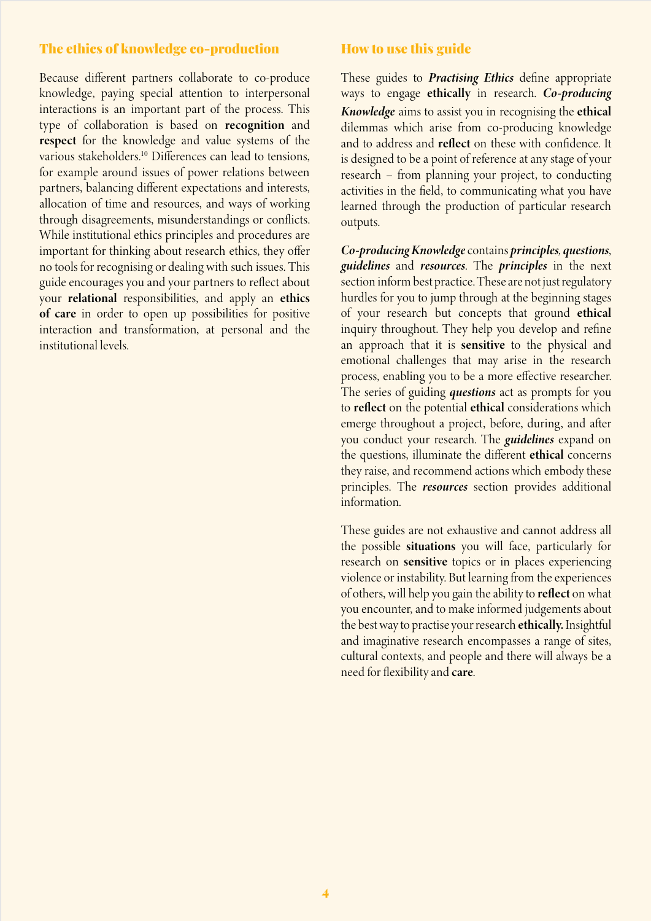## The ethics of knowledge co-production

Because different partners collaborate to co-produce knowledge, paying special attention to interpersonal interactions is an important part of the process. This type of collaboration is based on **recognition** and **respect** for the knowledge and value systems of the various stakeholders.[10] Differences can lead to tensions, for example around issues of power relations between partners, balancing different expectations and interests, allocation of time and resources, and ways of working through disagreements, misunderstandings or conflicts. While institutional ethics principles and procedures are important for thinking about research ethics, they offer no tools for recognising or dealing with such issues. This guide encourages you and your partners to reflect about your **relational** responsibilities, and apply an **ethics of care** in order to open up possibilities for positive interaction and transformation, at personal and the institutional levels.

## How to use this guide

These guides to ***Practising Ethics*** define appropriate ways to engage **ethically** in research. ***Co-producing Knowledge*** aims to assist you in recognising the **ethical** dilemmas which arise from co-producing knowledge and to address and **reflect** on these with confidence. It is designed to be a point of reference at any stage of your research – from planning your project, to conducting activities in the field, to communicating what you have learned through the production of particular research outputs.

***Co-producing Knowledge*** contains ***principles***, ***questions***, ***guidelines*** and ***resources***. The ***principles*** in the next section inform best practice. These are not just regulatory hurdles for you to jump through at the beginning stages of your research but concepts that ground **ethical** inquiry throughout. They help you develop and refine an approach that it is **sensitive** to the physical and emotional challenges that may arise in the research process, enabling you to be a more effective researcher. The series of guiding ***questions*** act as prompts for you to **reflect** on the potential **ethical** considerations which emerge throughout a project, before, during, and after you conduct your research. The ***guidelines*** expand on the questions, illuminate the different **ethical** concerns they raise, and recommend actions which embody these principles. The ***resources*** section provides additional information.

These guides are not exhaustive and cannot address all the possible **situations** you will face, particularly for research on **sensitive** topics or in places experiencing violence or instability. But learning from the experiences of others, will help you gain the ability to **reflect** on what you encounter, and to make informed judgements about the best way to practise your research **ethically.** Insightful and imaginative research encompasses a range of sites, cultural contexts, and people and there will always be a need for flexibility and **care**.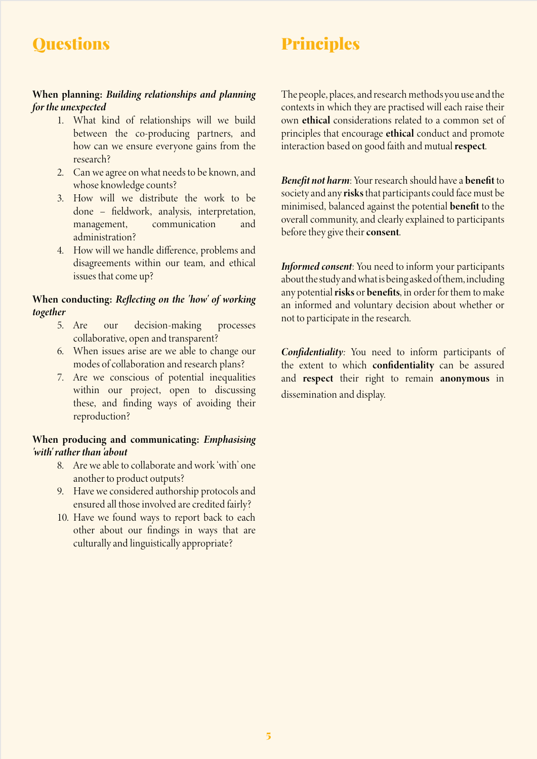## Questions

**When planning:** ***Building relationships and planning for the unexpected***

1. What kind of relationships will we build between the co-producing partners, and how can we ensure everyone gains from the research?
2. Can we agree on what needs to be known, and whose knowledge counts?
3. How will we distribute the work to be done – fieldwork, analysis, interpretation, management, communication and administration?
4. How will we handle difference, problems and disagreements within our team, and ethical issues that come up?

**When conducting:** ***Reflecting on the 'how' of working together***

5. Are our decision-making processes collaborative, open and transparent?
6. When issues arise are we able to change our modes of collaboration and research plans?
7. Are we conscious of potential inequalities within our project, open to discussing these, and finding ways of avoiding their reproduction?

**When producing and communicating:** ***Emphasising 'with' rather than 'about***

8. Are we able to collaborate and work 'with' one another to product outputs?
9. Have we considered authorship protocols and ensured all those involved are credited fairly?
10. Have we found ways to report back to each other about our findings in ways that are culturally and linguistically appropriate?

## Principles

The people, places, and research methods you use and the contexts in which they are practised will each raise their own **ethical** considerations related to a common set of principles that encourage **ethical** conduct and promote interaction based on good faith and mutual **respect**.

***Benefit not harm***: Your research should have a **benefit** to society and any **risks** that participants could face must be minimised, balanced against the potential **benefit** to the overall community, and clearly explained to participants before they give their **consent**.

***Informed consent***: You need to inform your participants about the study and what is being asked of them, including any potential **risks** or **benefits**, in order for them to make an informed and voluntary decision about whether or not to participate in the research.

***Confidentiality***: You need to inform participants of the extent to which **confidentiality** can be assured and **respect** their right to remain **anonymous** in dissemination and display.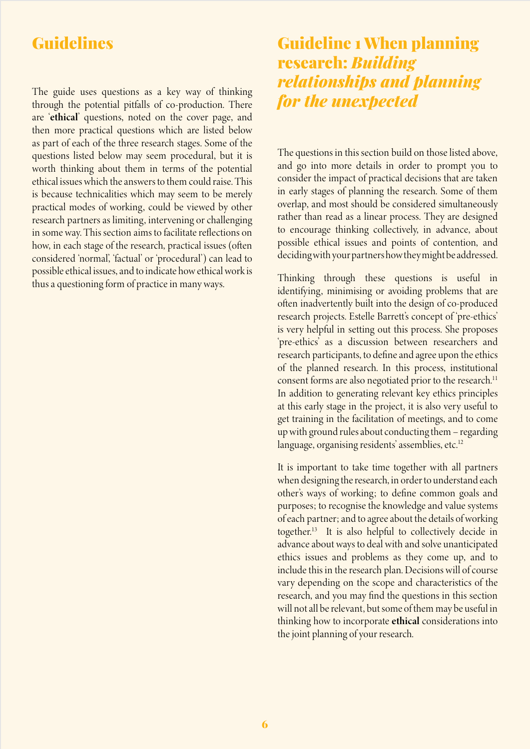# Guidelines

The guide uses questions as a key way of thinking through the potential pitfalls of co-production. There are '**ethical**' questions, noted on the cover page, and then more practical questions which are listed below as part of each of the three research stages. Some of the questions listed below may seem procedural, but it is worth thinking about them in terms of the potential ethical issues which the answers to them could raise. This is because technicalities which may seem to be merely practical modes of working, could be viewed by other research partners as limiting, intervening or challenging in some way. This section aims to facilitate reflections on how, in each stage of the research, practical issues (often considered 'normal', 'factual' or 'procedural') can lead to possible ethical issues, and to indicate how ethical work is thus a questioning form of practice in many ways.

## Guideline 1 When planning research: *Building relationships and planning for the unexpected*

The questions in this section build on those listed above, and go into more details in order to prompt you to consider the impact of practical decisions that are taken in early stages of planning the research. Some of them overlap, and most should be considered simultaneously rather than read as a linear process. They are designed to encourage thinking collectively, in advance, about possible ethical issues and points of contention, and deciding with your partners how they might be addressed.

Thinking through these questions is useful in identifying, minimising or avoiding problems that are often inadvertently built into the design of co-produced research projects. Estelle Barrett's concept of 'pre-ethics' is very helpful in setting out this process. She proposes 'pre-ethics' as a discussion between researchers and research participants, to define and agree upon the ethics of the planned research. In this process, institutional consent forms are also negotiated prior to the research.[11] In addition to generating relevant key ethics principles at this early stage in the project, it is also very useful to get training in the facilitation of meetings, and to come up with ground rules about conducting them – regarding language, organising residents' assemblies, etc.[12]

It is important to take time together with all partners when designing the research, in order to understand each other's ways of working; to define common goals and purposes; to recognise the knowledge and value systems of each partner; and to agree about the details of working together.[13] It is also helpful to collectively decide in advance about ways to deal with and solve unanticipated ethics issues and problems as they come up, and to include this in the research plan. Decisions will of course vary depending on the scope and characteristics of the research, and you may find the questions in this section will not all be relevant, but some of them may be useful in thinking how to incorporate **ethical** considerations into the joint planning of your research.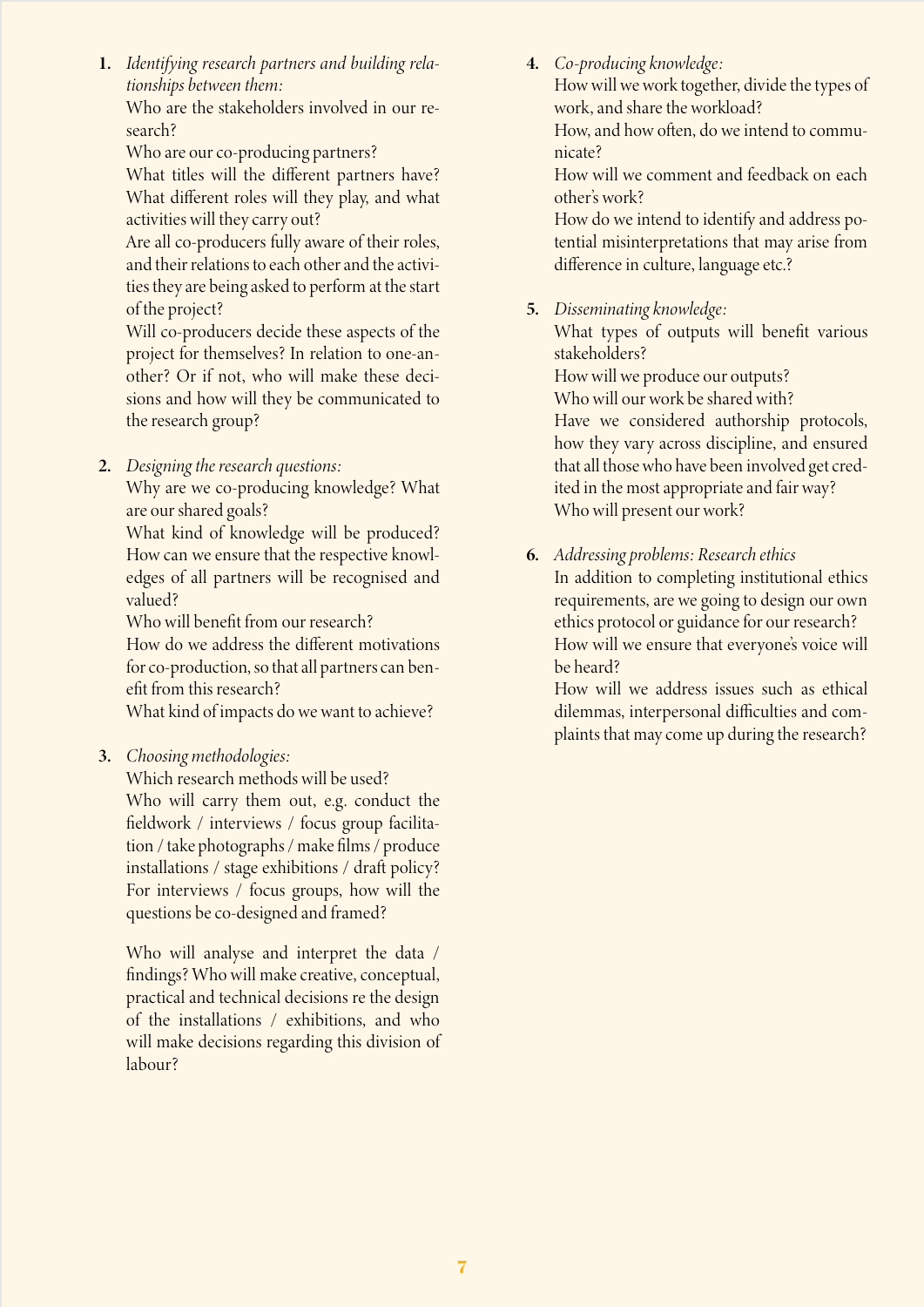1. *Identifying research partners and building relationships between them:*
   Who are the stakeholders involved in our research?
   Who are our co-producing partners?
   What titles will the different partners have?
   What different roles will they play, and what activities will they carry out?
   Are all co-producers fully aware of their roles, and their relations to each other and the activities they are being asked to perform at the start of the project?
   Will co-producers decide these aspects of the project for themselves? In relation to one-another? Or if not, who will make these decisions and how will they be communicated to the research group?

2. *Designing the research questions:*
   Why are we co-producing knowledge? What are our shared goals?
   What kind of knowledge will be produced? How can we ensure that the respective knowledges of all partners will be recognised and valued?
   Who will benefit from our research?
   How do we address the different motivations for co-production, so that all partners can benefit from this research?
   What kind of impacts do we want to achieve?

3. *Choosing methodologies:*
   Which research methods will be used?
   Who will carry them out, e.g. conduct the fieldwork / interviews / focus group facilitation / take photographs / make films / produce installations / stage exhibitions / draft policy? For interviews / focus groups, how will the questions be co-designed and framed?

   Who will analyse and interpret the data / findings? Who will make creative, conceptual, practical and technical decisions re the design of the installations / exhibitions, and who will make decisions regarding this division of labour?

4. *Co-producing knowledge:*
   How will we work together, divide the types of work, and share the workload?
   How, and how often, do we intend to communicate?
   How will we comment and feedback on each other's work?
   How do we intend to identify and address potential misinterpretations that may arise from difference in culture, language etc.?

5. *Disseminating knowledge:*
   What types of outputs will benefit various stakeholders?
   How will we produce our outputs?
   Who will our work be shared with?
   Have we considered authorship protocols, how they vary across discipline, and ensured that all those who have been involved get credited in the most appropriate and fair way?
   Who will present our work?

6. *Addressing problems: Research ethics*
   In addition to completing institutional ethics requirements, are we going to design our own ethics protocol or guidance for our research?
   How will we ensure that everyone's voice will be heard?
   How will we address issues such as ethical dilemmas, interpersonal difficulties and complaints that may come up during the research?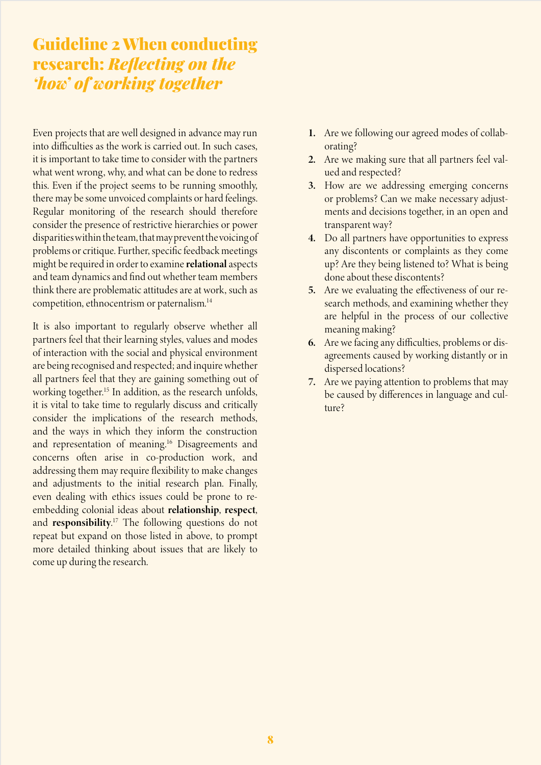# Guideline 2 When conducting research: *Reflecting on the 'how' of working together*

Even projects that are well designed in advance may run into difficulties as the work is carried out. In such cases, it is important to take time to consider with the partners what went wrong, why, and what can be done to redress this. Even if the project seems to be running smoothly, there may be some unvoiced complaints or hard feelings. Regular monitoring of the research should therefore consider the presence of restrictive hierarchies or power disparities within the team, that may prevent the voicing of problems or critique. Further, specific feedback meetings might be required in order to examine **relational** aspects and team dynamics and find out whether team members think there are problematic attitudes are at work, such as competition, ethnocentrism or paternalism.[14]

It is also important to regularly observe whether all partners feel that their learning styles, values and modes of interaction with the social and physical environment are being recognised and respected; and inquire whether all partners feel that they are gaining something out of working together.[15] In addition, as the research unfolds, it is vital to take time to regularly discuss and critically consider the implications of the research methods, and the ways in which they inform the construction and representation of meaning.[16] Disagreements and concerns often arise in co-production work, and addressing them may require flexibility to make changes and adjustments to the initial research plan. Finally, even dealing with ethics issues could be prone to re-embedding colonial ideas about **relationship**, **respect**, and **responsibility**.[17] The following questions do not repeat but expand on those listed in above, to prompt more detailed thinking about issues that are likely to come up during the research.

1. Are we following our agreed modes of collaborating?
2. Are we making sure that all partners feel valued and respected?
3. How are we addressing emerging concerns or problems? Can we make necessary adjustments and decisions together, in an open and transparent way?
4. Do all partners have opportunities to express any discontents or complaints as they come up? Are they being listened to? What is being done about these discontents?
5. Are we evaluating the effectiveness of our research methods, and examining whether they are helpful in the process of our collective meaning making?
6. Are we facing any difficulties, problems or disagreements caused by working distantly or in dispersed locations?
7. Are we paying attention to problems that may be caused by differences in language and culture?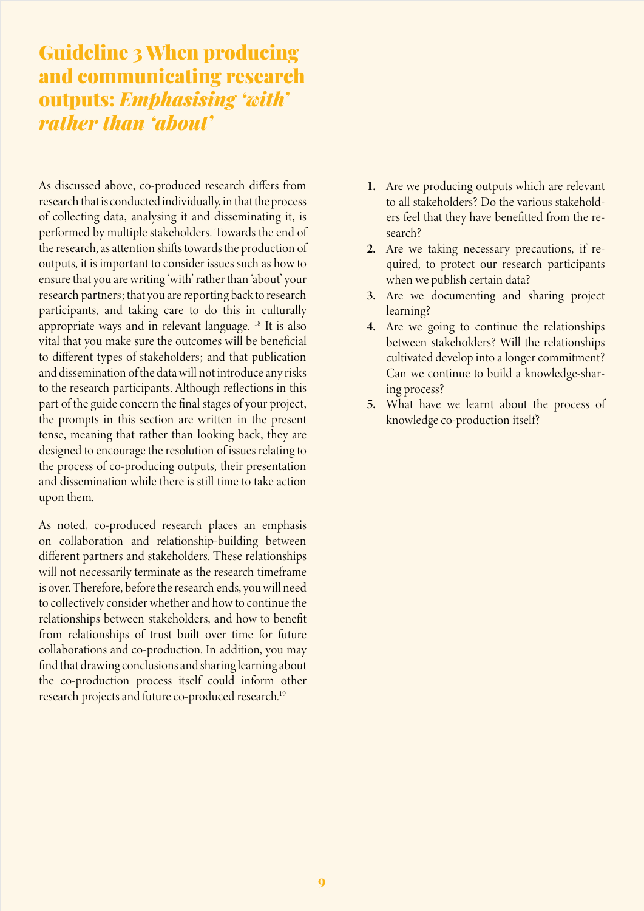# Guideline 3 When producing and communicating research outputs: *Emphasising 'with' rather than 'about'*

As discussed above, co-produced research differs from research that is conducted individually, in that the process of collecting data, analysing it and disseminating it, is performed by multiple stakeholders. Towards the end of the research, as attention shifts towards the production of outputs, it is important to consider issues such as how to ensure that you are writing 'with' rather than 'about' your research partners; that you are reporting back to research participants, and taking care to do this in culturally appropriate ways and in relevant language. [18] It is also vital that you make sure the outcomes will be beneficial to different types of stakeholders; and that publication and dissemination of the data will not introduce any risks to the research participants. Although reflections in this part of the guide concern the final stages of your project, the prompts in this section are written in the present tense, meaning that rather than looking back, they are designed to encourage the resolution of issues relating to the process of co-producing outputs, their presentation and dissemination while there is still time to take action upon them.

As noted, co-produced research places an emphasis on collaboration and relationship-building between different partners and stakeholders. These relationships will not necessarily terminate as the research timeframe is over. Therefore, before the research ends, you will need to collectively consider whether and how to continue the relationships between stakeholders, and how to benefit from relationships of trust built over time for future collaborations and co-production. In addition, you may find that drawing conclusions and sharing learning about the co-production process itself could inform other research projects and future co-produced research.[19]

1. Are we producing outputs which are relevant to all stakeholders? Do the various stakeholders feel that they have benefitted from the research?
2. Are we taking necessary precautions, if required, to protect our research participants when we publish certain data?
3. Are we documenting and sharing project learning?
4. Are we going to continue the relationships between stakeholders? Will the relationships cultivated develop into a longer commitment? Can we continue to build a knowledge-sharing process?
5. What have we learnt about the process of knowledge co-production itself?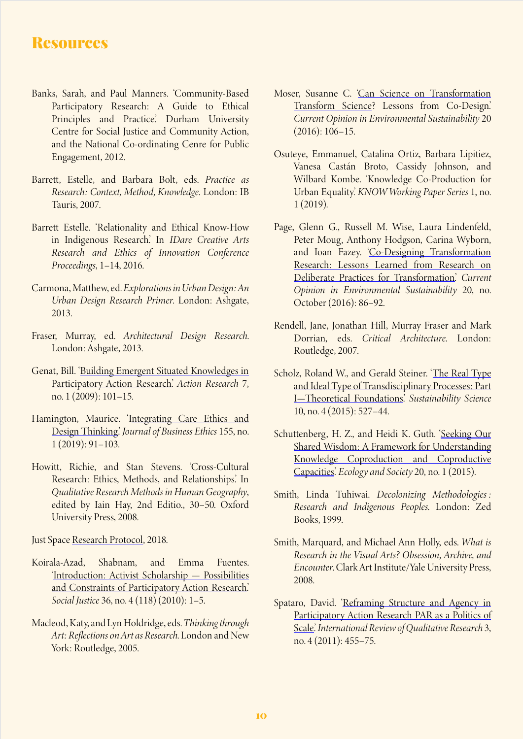# Resources

Banks, Sarah, and Paul Manners. 'Community-Based Participatory Research: A Guide to Ethical Principles and Practice.' Durham University Centre for Social Justice and Community Action, and the National Co-ordinating Cenre for Public Engagement, 2012.

Barrett, Estelle, and Barbara Bolt, eds. *Practice as Research: Context, Method, Knowledge.* London: IB Tauris, 2007.

Barrett Estelle. 'Relationality and Ethical Know-How in Indigenous Research.' In *IDare Creative Arts Research and Ethics of Innovation Conference Proceedings*, 1–14, 2016.

Carmona, Matthew, ed. *Explorations in Urban Design: An Urban Design Research Primer.* London: Ashgate, 2013.

Fraser, Murray, ed. *Architectural Design Research.* London: Ashgate, 2013.

Genat, Bill. 'Building Emergent Situated Knowledges in Participatory Action Research.' *Action Research* 7, no. 1 (2009): 101–15.

Hamington, Maurice. 'Integrating Care Ethics and Design Thinking.' *Journal of Business Ethics* 155, no. 1 (2019): 91–103.

Howitt, Richie, and Stan Stevens. 'Cross-Cultural Research: Ethics, Methods, and Relationships.' In *Qualitative Research Methods in Human Geography*, edited by Iain Hay, 2nd Editio., 30–50. Oxford University Press, 2008.

Just Space Research Protocol, 2018.

Koirala-Azad, Shabnam, and Emma Fuentes. 'Introduction: Activist Scholarship — Possibilities and Constraints of Participatory Action Research.' *Social Justice* 36, no. 4 (118) (2010): 1–5.

Macleod, Katy, and Lyn Holdridge, eds. *Thinking through Art: Reflections on Art as Research.* London and New York: Routledge, 2005.

Moser, Susanne C. 'Can Science on Transformation Transform Science? Lessons from Co-Design.' *Current Opinion in Environmental Sustainability* 20 (2016): 106–15.

Osuteye, Emmanuel, Catalina Ortiz, Barbara Lipitiez, Vanesa Castán Broto, Cassidy Johnson, and Wilbard Kombe. 'Knowledge Co-Production for Urban Equality.' *KNOW Working Paper Series* 1, no. 1 (2019).

Page, Glenn G., Russell M. Wise, Laura Lindenfeld, Peter Moug, Anthony Hodgson, Carina Wyborn, and Ioan Fazey. 'Co-Designing Transformation Research: Lessons Learned from Research on Deliberate Practices for Transformation.' *Current Opinion in Environmental Sustainability* 20, no. October (2016): 86–92.

Rendell, Jane, Jonathan Hill, Murray Fraser and Mark Dorrian, eds. *Critical Architecture.* London: Routledge, 2007.

Scholz, Roland W., and Gerald Steiner. 'The Real Type and Ideal Type of Transdisciplinary Processes: Part I—Theoretical Foundations.' *Sustainability Science* 10, no. 4 (2015): 527–44.

Schuttenberg, H. Z., and Heidi K. Guth. 'Seeking Our Shared Wisdom: A Framework for Understanding Knowledge Coproduction and Coproductive Capacities.' *Ecology and Society* 20, no. 1 (2015).

Smith, Linda Tuhiwai. *Decolonizing Methodologies : Research and Indigenous Peoples.* London: Zed Books, 1999.

Smith, Marquard, and Michael Ann Holly, eds. *What is Research in the Visual Arts? Obsession, Archive, and Encounter.* Clark Art Institute/Yale University Press, 2008.

Spataro, David. 'Reframing Structure and Agency in Participatory Action Research PAR as a Politics of Scale.' *International Review of Qualitative Research* 3, no. 4 (2011): 455–75.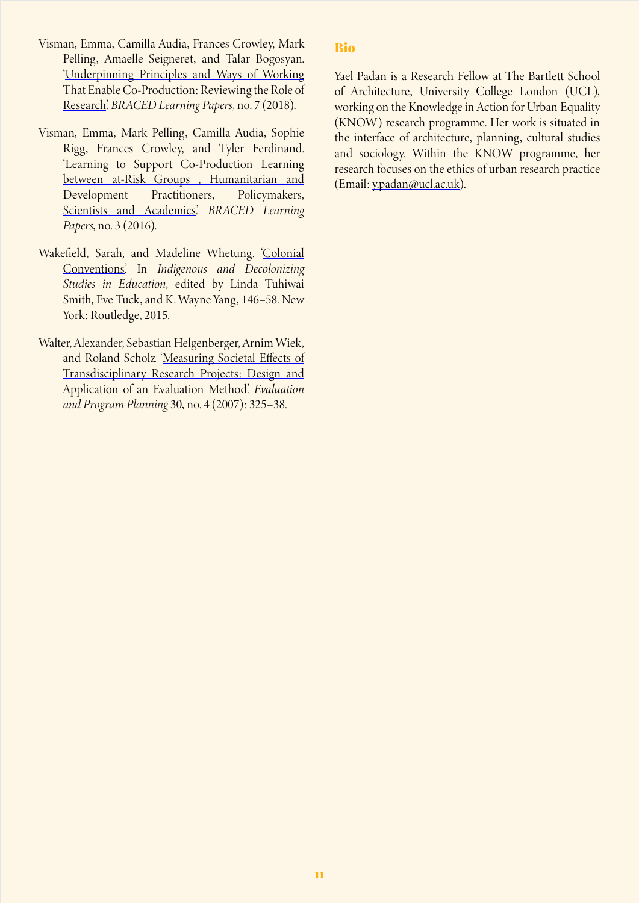Visman, Emma, Camilla Audia, Frances Crowley, Mark Pelling, Amaelle Seigneret, and Talar Bogosyan. 'Underpinning Principles and Ways of Working That Enable Co-Production: Reviewing the Role of Research.' *BRACED Learning Papers*, no. 7 (2018).

Visman, Emma, Mark Pelling, Camilla Audia, Sophie Rigg, Frances Crowley, and Tyler Ferdinand. 'Learning to Support Co-Production Learning between at-Risk Groups , Humanitarian and Development Practitioners, Policymakers, Scientists and Academics.' *BRACED Learning Papers*, no. 3 (2016).

Wakefield, Sarah, and Madeline Whetung. 'Colonial Conventions.' In *Indigenous and Decolonizing Studies in Education*, edited by Linda Tuhiwai Smith, Eve Tuck, and K. Wayne Yang, 146–58. New York: Routledge, 2015.

Walter, Alexander, Sebastian Helgenberger, Arnim Wiek, and Roland Scholz. 'Measuring Societal Effects of Transdisciplinary Research Projects: Design and Application of an Evaluation Method.' *Evaluation and Program Planning* 30, no. 4 (2007): 325–38.

## Bio

Yael Padan is a Research Fellow at The Bartlett School of Architecture, University College London (UCL), working on the Knowledge in Action for Urban Equality (KNOW) research programme. Her work is situated in the interface of architecture, planning, cultural studies and sociology. Within the KNOW programme, her research focuses on the ethics of urban research practice (Email: y.padan@ucl.ac.uk).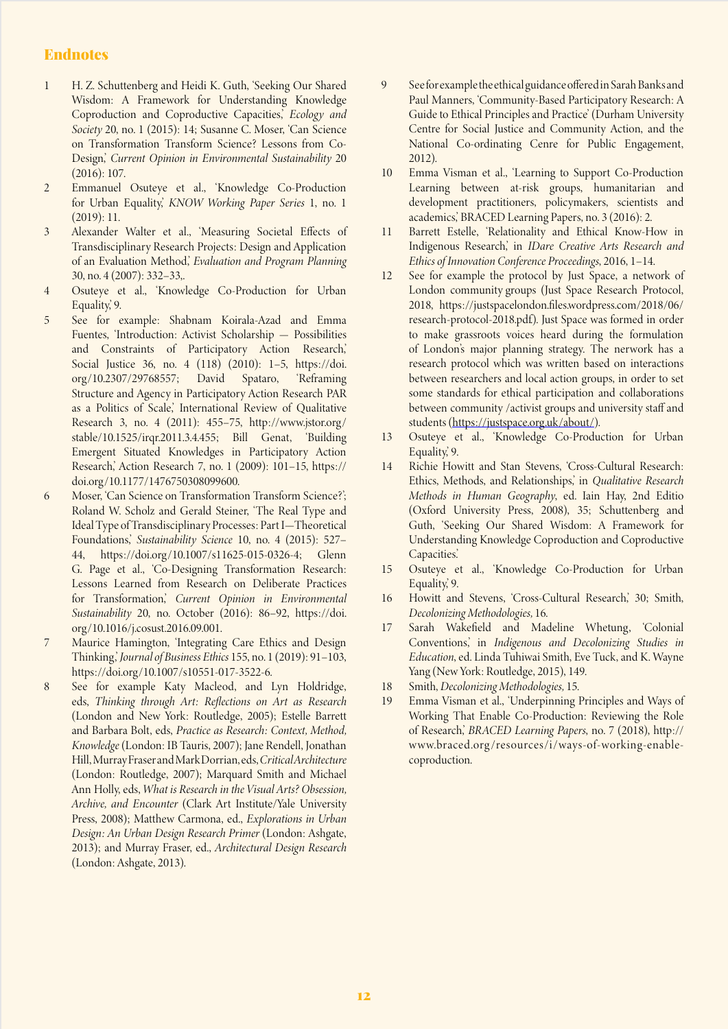## Endnotes

1. H. Z. Schuttenberg and Heidi K. Guth, 'Seeking Our Shared Wisdom: A Framework for Understanding Knowledge Coproduction and Coproductive Capacities,' *Ecology and Society* 20, no. 1 (2015): 14; Susanne C. Moser, 'Can Science on Transformation Transform Science? Lessons from Co-Design,' *Current Opinion in Environmental Sustainability* 20 (2016): 107.
2. Emmanuel Osuteye et al., 'Knowledge Co-Production for Urban Equality,' *KNOW Working Paper Series* 1, no. 1 (2019): 11.
3. Alexander Walter et al., 'Measuring Societal Effects of Transdisciplinary Research Projects: Design and Application of an Evaluation Method,' *Evaluation and Program Planning* 30, no. 4 (2007): 332–33,.
4. Osuteye et al., 'Knowledge Co-Production for Urban Equality,' 9.
5. See for example: Shabnam Koirala-Azad and Emma Fuentes, 'Introduction: Activist Scholarship — Possibilities and Constraints of Participatory Action Research,' Social Justice 36, no. 4 (118) (2010): 1–5, https://doi.org/10.2307/29768557; David Spataro, 'Reframing Structure and Agency in Participatory Action Research PAR as a Politics of Scale,' International Review of Qualitative Research 3, no. 4 (2011): 455–75, http://www.jstor.org/stable/10.1525/irqr.2011.3.4.455; Bill Genat, 'Building Emergent Situated Knowledges in Participatory Action Research,' Action Research 7, no. 1 (2009): 101–15, https://doi.org/10.1177/1476750308099600.
6. Moser, 'Can Science on Transformation Transform Science?'; Roland W. Scholz and Gerald Steiner, 'The Real Type and Ideal Type of Transdisciplinary Processes: Part I—Theoretical Foundations,' *Sustainability Science* 10, no. 4 (2015): 527–44, https://doi.org/10.1007/s11625-015-0326-4; Glenn G. Page et al., 'Co-Designing Transformation Research: Lessons Learned from Research on Deliberate Practices for Transformation,' *Current Opinion in Environmental Sustainability* 20, no. October (2016): 86–92, https://doi.org/10.1016/j.cosust.2016.09.001.
7. Maurice Hamington, 'Integrating Care Ethics and Design Thinking,' *Journal of Business Ethics* 155, no. 1 (2019): 91–103, https://doi.org/10.1007/s10551-017-3522-6.
8. See for example Katy Macleod, and Lyn Holdridge, eds, *Thinking through Art: Reflections on Art as Research* (London and New York: Routledge, 2005); Estelle Barrett and Barbara Bolt, eds, *Practice as Research: Context, Method, Knowledge* (London: IB Tauris, 2007); Jane Rendell, Jonathan Hill, Murray Fraser and Mark Dorrian, eds, *Critical Architecture* (London: Routledge, 2007); Marquard Smith and Michael Ann Holly, eds, *What is Research in the Visual Arts? Obsession, Archive, and Encounter* (Clark Art Institute/Yale University Press, 2008); Matthew Carmona, ed., *Explorations in Urban Design: An Urban Design Research Primer* (London: Ashgate, 2013); and Murray Fraser, ed., *Architectural Design Research* (London: Ashgate, 2013).
9. See for example the ethical guidance offered in Sarah Banks and Paul Manners, 'Community-Based Participatory Research: A Guide to Ethical Principles and Practice' (Durham University Centre for Social Justice and Community Action, and the National Co-ordinating Cenre for Public Engagement, 2012).
10. Emma Visman et al., 'Learning to Support Co-Production Learning between at-risk groups, humanitarian and development practitioners, policymakers, scientists and academics,' BRACED Learning Papers, no. 3 (2016): 2.
11. Barrett Estelle, 'Relationality and Ethical Know-How in Indigenous Research,' in *IDare Creative Arts Research and Ethics of Innovation Conference Proceedings*, 2016, 1–14.
12. See for example the protocol by Just Space, a network of London community groups (Just Space Research Protocol, 2018, https://justspacelondon.files.wordpress.com/2018/06/research-protocol-2018.pdf). Just Space was formed in order to make grassroots voices heard during the formulation of London's major planning strategy. The nerwork has a research protocol which was written based on interactions between researchers and local action groups, in order to set some standards for ethical participation and collaborations between community /activist groups and university staff and students (https://justspace.org.uk/about/).
13. Osuteye et al., 'Knowledge Co-Production for Urban Equality,' 9.
14. Richie Howitt and Stan Stevens, 'Cross-Cultural Research: Ethics, Methods, and Relationships,' in *Qualitative Research Methods in Human Geography*, ed. Iain Hay, 2nd Editio (Oxford University Press, 2008), 35; Schuttenberg and Guth, 'Seeking Our Shared Wisdom: A Framework for Understanding Knowledge Coproduction and Coproductive Capacities.'
15. Osuteye et al., 'Knowledge Co-Production for Urban Equality,' 9.
16. Howitt and Stevens, 'Cross-Cultural Research,' 30; Smith, *Decolonizing Methodologies*, 16.
17. Sarah Wakefield and Madeline Whetung, 'Colonial Conventions,' in *Indigenous and Decolonizing Studies in Education*, ed. Linda Tuhiwai Smith, Eve Tuck, and K. Wayne Yang (New York: Routledge, 2015), 149.
18. Smith, *Decolonizing Methodologies*, 15.
19. Emma Visman et al., 'Underpinning Principles and Ways of Working That Enable Co-Production: Reviewing the Role of Research,' *BRACED Learning Papers*, no. 7 (2018), http://www.braced.org/resources/i/ways-of-working-enable-coproduction.